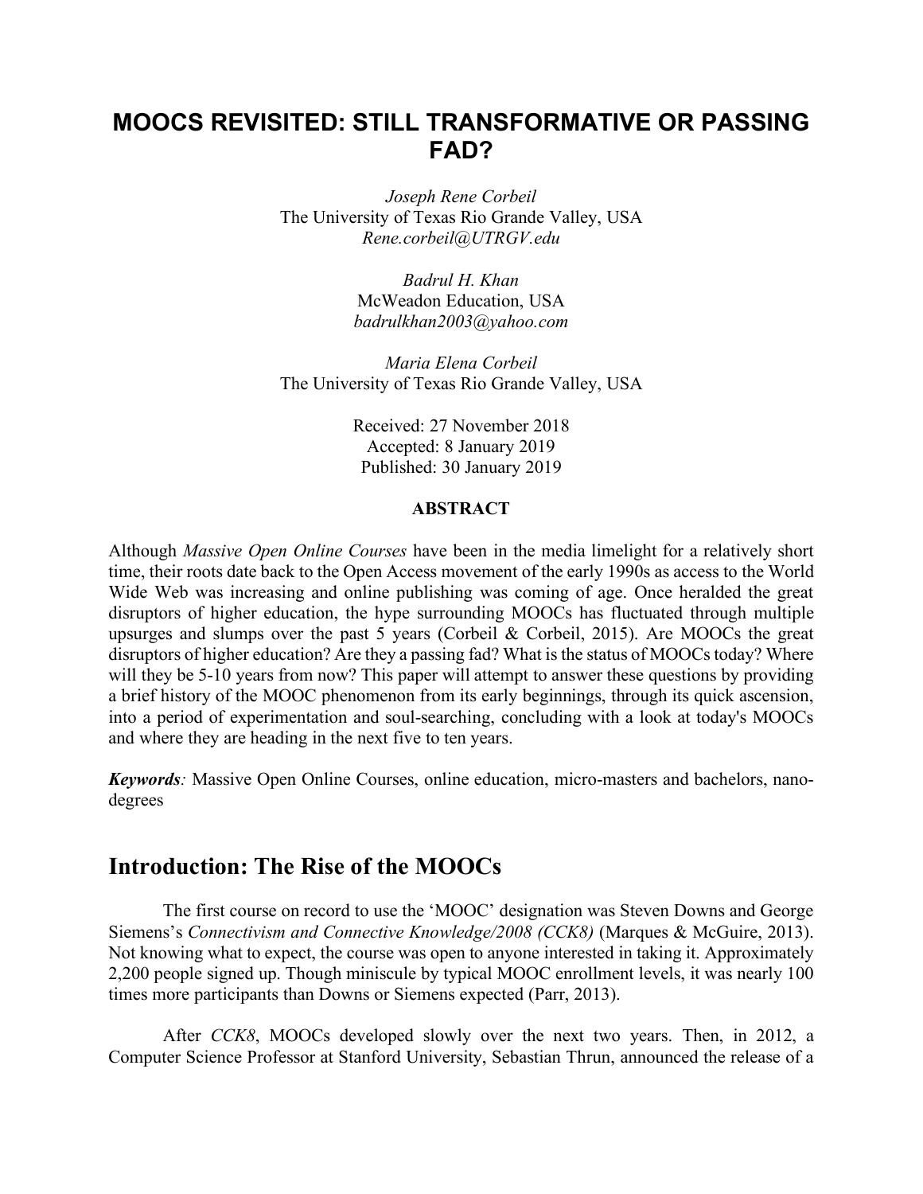# MOOCS REVISITED: STILL TRANSFORMATIVE OR PASSING FAD?

*Joseph Rene Corbeil*
The University of Texas Rio Grande Valley, USA
*Rene.corbeil@UTRGV.edu*

*Badrul H. Khan*
McWeadon Education, USA
*badrulkhan2003@yahoo.com*

*Maria Elena Corbeil*
The University of Texas Rio Grande Valley, USA

Received: 27 November 2018
Accepted: 8 January 2019
Published: 30 January 2019

**ABSTRACT**

Although *Massive Open Online Courses* have been in the media limelight for a relatively short time, their roots date back to the Open Access movement of the early 1990s as access to the World Wide Web was increasing and online publishing was coming of age. Once heralded the great disruptors of higher education, the hype surrounding MOOCs has fluctuated through multiple upsurges and slumps over the past 5 years (Corbeil & Corbeil, 2015). Are MOOCs the great disruptors of higher education? Are they a passing fad? What is the status of MOOCs today? Where will they be 5-10 years from now? This paper will attempt to answer these questions by providing a brief history of the MOOC phenomenon from its early beginnings, through its quick ascension, into a period of experimentation and soul-searching, concluding with a look at today's MOOCs and where they are heading in the next five to ten years.

***Keywords**:* Massive Open Online Courses, online education, micro-masters and bachelors, nano-degrees

## Introduction: The Rise of the MOOCs

The first course on record to use the 'MOOC' designation was Steven Downs and George Siemens's *Connectivism and Connective Knowledge/2008 (CCK8)* (Marques & McGuire, 2013). Not knowing what to expect, the course was open to anyone interested in taking it. Approximately 2,200 people signed up. Though miniscule by typical MOOC enrollment levels, it was nearly 100 times more participants than Downs or Siemens expected (Parr, 2013).

After *CCK8*, MOOCs developed slowly over the next two years. Then, in 2012, a Computer Science Professor at Stanford University, Sebastian Thrun, announced the release of a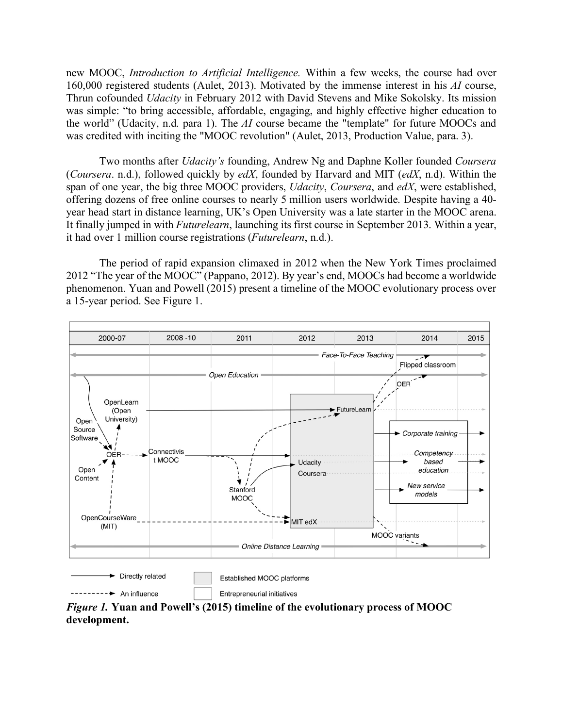new MOOC, *Introduction to Artificial Intelligence.* Within a few weeks, the course had over 160,000 registered students (Aulet, 2013). Motivated by the immense interest in his *AI* course, Thrun cofounded *Udacity* in February 2012 with David Stevens and Mike Sokolsky. Its mission was simple: "to bring accessible, affordable, engaging, and highly effective higher education to the world" (Udacity, n.d. para 1). The *AI* course became the "template" for future MOOCs and was credited with inciting the "MOOC revolution" (Aulet, 2013, Production Value, para. 3).

Two months after *Udacity's* founding, Andrew Ng and Daphne Koller founded *Coursera* (*Coursera*. n.d.), followed quickly by *edX*, founded by Harvard and MIT (*edX*, n.d). Within the span of one year, the big three MOOC providers, *Udacity*, *Coursera*, and *edX*, were established, offering dozens of free online courses to nearly 5 million users worldwide. Despite having a 40-year head start in distance learning, UK's Open University was a late starter in the MOOC arena. It finally jumped in with *Futurelearn*, launching its first course in September 2013. Within a year, it had over 1 million course registrations (*Futurelearn*, n.d.).

The period of rapid expansion climaxed in 2012 when the New York Times proclaimed 2012 "The year of the MOOC" (Pappano, 2012). By year's end, MOOCs had become a worldwide phenomenon. Yuan and Powell (2015) present a timeline of the MOOC evolutionary process over a 15-year period. See Figure 1.

***Figure 1.* Yuan and Powell's (2015) timeline of the evolutionary process of MOOC development.**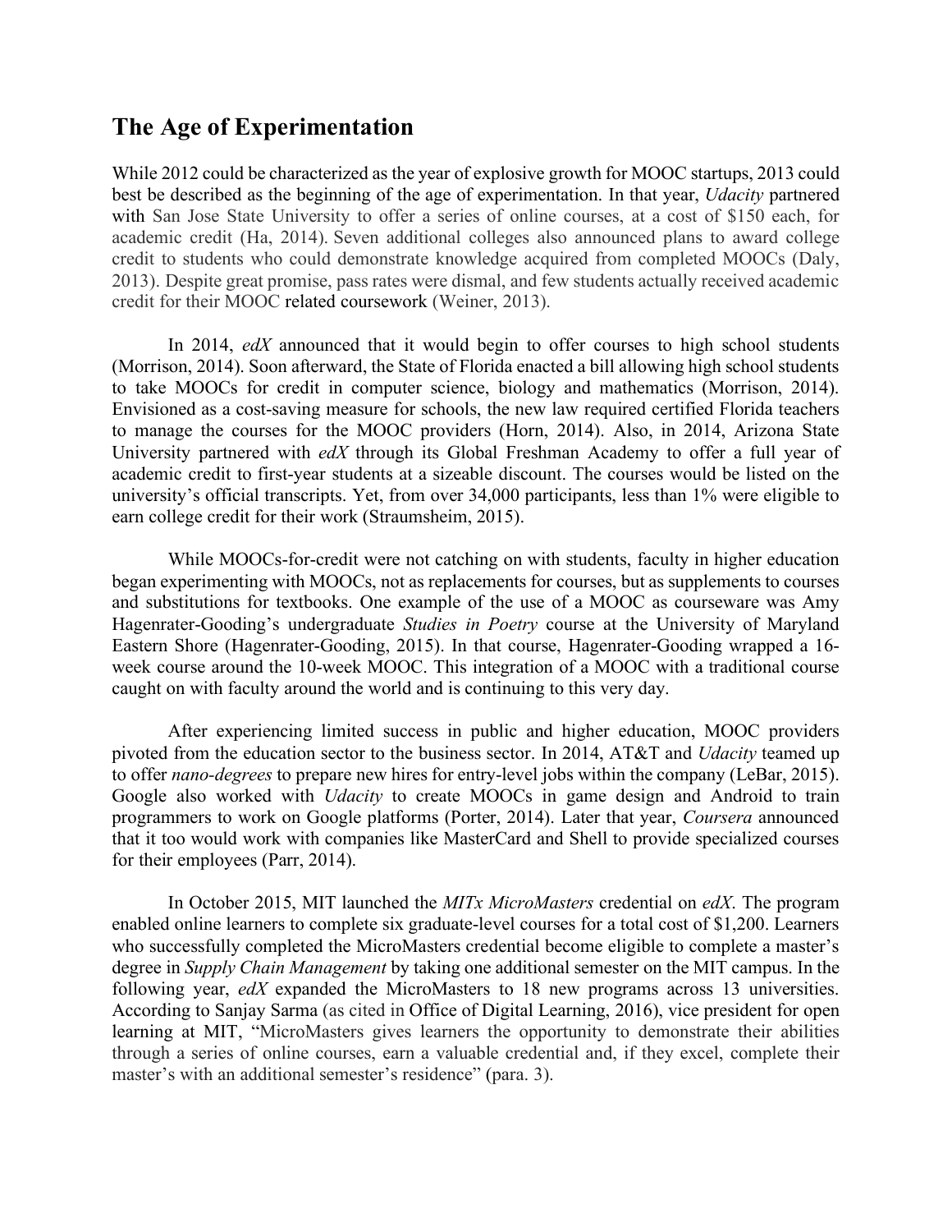## The Age of Experimentation

While 2012 could be characterized as the year of explosive growth for MOOC startups, 2013 could best be described as the beginning of the age of experimentation. In that year, *Udacity* partnered with San Jose State University to offer a series of online courses, at a cost of $150 each, for academic credit (Ha, 2014). Seven additional colleges also announced plans to award college credit to students who could demonstrate knowledge acquired from completed MOOCs (Daly, 2013). Despite great promise, pass rates were dismal, and few students actually received academic credit for their MOOC related coursework (Weiner, 2013).

In 2014, *edX* announced that it would begin to offer courses to high school students (Morrison, 2014). Soon afterward, the State of Florida enacted a bill allowing high school students to take MOOCs for credit in computer science, biology and mathematics (Morrison, 2014). Envisioned as a cost-saving measure for schools, the new law required certified Florida teachers to manage the courses for the MOOC providers (Horn, 2014). Also, in 2014, Arizona State University partnered with *edX* through its Global Freshman Academy to offer a full year of academic credit to first-year students at a sizeable discount. The courses would be listed on the university's official transcripts. Yet, from over 34,000 participants, less than 1% were eligible to earn college credit for their work (Straumsheim, 2015).

While MOOCs-for-credit were not catching on with students, faculty in higher education began experimenting with MOOCs, not as replacements for courses, but as supplements to courses and substitutions for textbooks. One example of the use of a MOOC as courseware was Amy Hagenrater-Gooding's undergraduate *Studies in Poetry* course at the University of Maryland Eastern Shore (Hagenrater-Gooding, 2015). In that course, Hagenrater-Gooding wrapped a 16-week course around the 10-week MOOC. This integration of a MOOC with a traditional course caught on with faculty around the world and is continuing to this very day.

After experiencing limited success in public and higher education, MOOC providers pivoted from the education sector to the business sector. In 2014, AT&T and *Udacity* teamed up to offer *nano-degrees* to prepare new hires for entry-level jobs within the company (LeBar, 2015). Google also worked with *Udacity* to create MOOCs in game design and Android to train programmers to work on Google platforms (Porter, 2014). Later that year, *Coursera* announced that it too would work with companies like MasterCard and Shell to provide specialized courses for their employees (Parr, 2014).

In October 2015, MIT launched the *MITx MicroMasters* credential on *edX*. The program enabled online learners to complete six graduate-level courses for a total cost of $1,200. Learners who successfully completed the MicroMasters credential become eligible to complete a master's degree in *Supply Chain Management* by taking one additional semester on the MIT campus. In the following year, *edX* expanded the MicroMasters to 18 new programs across 13 universities. According to Sanjay Sarma (as cited in Office of Digital Learning, 2016), vice president for open learning at MIT, "MicroMasters gives learners the opportunity to demonstrate their abilities through a series of online courses, earn a valuable credential and, if they excel, complete their master's with an additional semester's residence" (para. 3).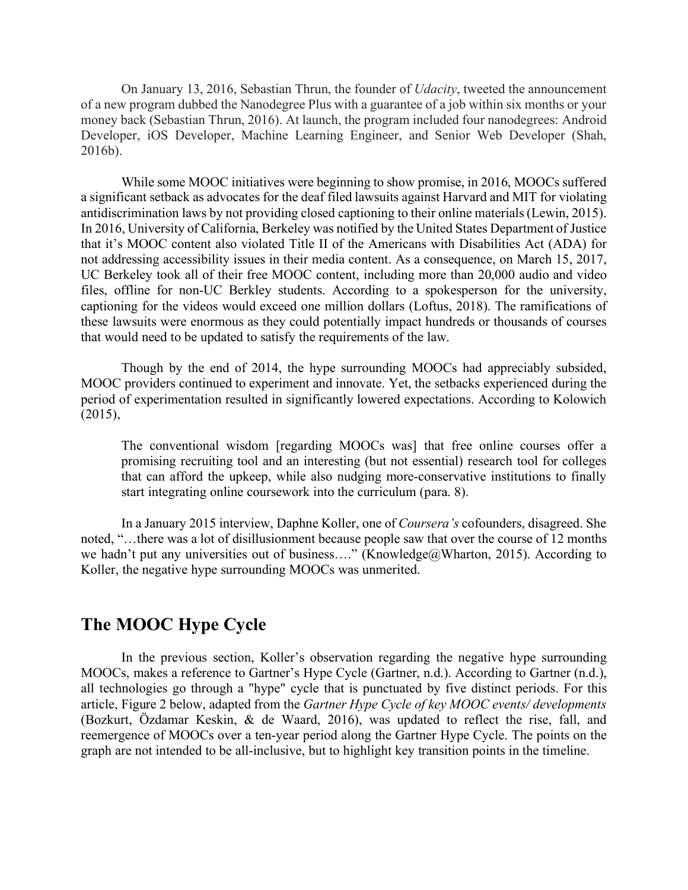On January 13, 2016, Sebastian Thrun, the founder of *Udacity*, tweeted the announcement of a new program dubbed the Nanodegree Plus with a guarantee of a job within six months or your money back (Sebastian Thrun, 2016). At launch, the program included four nanodegrees: Android Developer, iOS Developer, Machine Learning Engineer, and Senior Web Developer (Shah, 2016b).

While some MOOC initiatives were beginning to show promise, in 2016, MOOCs suffered a significant setback as advocates for the deaf filed lawsuits against Harvard and MIT for violating antidiscrimination laws by not providing closed captioning to their online materials (Lewin, 2015). In 2016, University of California, Berkeley was notified by the United States Department of Justice that it's MOOC content also violated Title II of the Americans with Disabilities Act (ADA) for not addressing accessibility issues in their media content. As a consequence, on March 15, 2017, UC Berkeley took all of their free MOOC content, including more than 20,000 audio and video files, offline for non-UC Berkley students. According to a spokesperson for the university, captioning for the videos would exceed one million dollars (Loftus, 2018). The ramifications of these lawsuits were enormous as they could potentially impact hundreds or thousands of courses that would need to be updated to satisfy the requirements of the law.

Though by the end of 2014, the hype surrounding MOOCs had appreciably subsided, MOOC providers continued to experiment and innovate. Yet, the setbacks experienced during the period of experimentation resulted in significantly lowered expectations. According to Kolowich (2015),

> The conventional wisdom [regarding MOOCs was] that free online courses offer a promising recruiting tool and an interesting (but not essential) research tool for colleges that can afford the upkeep, while also nudging more-conservative institutions to finally start integrating online coursework into the curriculum (para. 8).

In a January 2015 interview, Daphne Koller, one of *Coursera's* cofounders, disagreed. She noted, "…there was a lot of disillusionment because people saw that over the course of 12 months we hadn't put any universities out of business…." (Knowledge@Wharton, 2015). According to Koller, the negative hype surrounding MOOCs was unmerited.

## The MOOC Hype Cycle

In the previous section, Koller's observation regarding the negative hype surrounding MOOCs, makes a reference to Gartner's Hype Cycle (Gartner, n.d.). According to Gartner (n.d.), all technologies go through a "hype" cycle that is punctuated by five distinct periods. For this article, Figure 2 below, adapted from the *Gartner Hype Cycle of key MOOC events/ developments* (Bozkurt, Özdamar Keskin, & de Waard, 2016), was updated to reflect the rise, fall, and reemergence of MOOCs over a ten-year period along the Gartner Hype Cycle. The points on the graph are not intended to be all-inclusive, but to highlight key transition points in the timeline.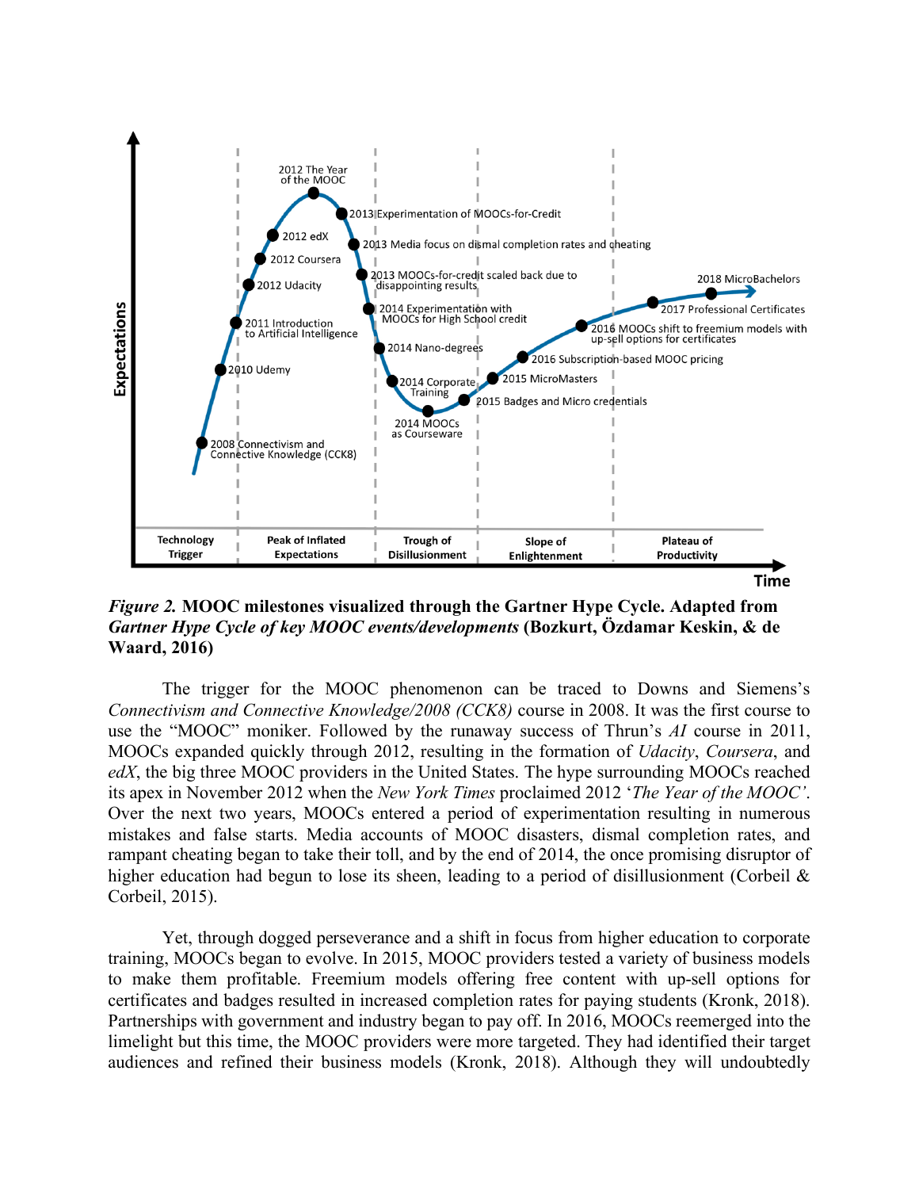*Figure 2.* **MOOC milestones visualized through the Gartner Hype Cycle. Adapted from *Gartner Hype Cycle of key MOOC events/developments* (Bozkurt, Özdamar Keskin, & de Waard, 2016)**

The trigger for the MOOC phenomenon can be traced to Downs and Siemens's *Connectivism and Connective Knowledge/2008 (CCK8)* course in 2008. It was the first course to use the "MOOC" moniker. Followed by the runaway success of Thrun's *AI* course in 2011, MOOCs expanded quickly through 2012, resulting in the formation of *Udacity*, *Coursera*, and *edX*, the big three MOOC providers in the United States. The hype surrounding MOOCs reached its apex in November 2012 when the *New York Times* proclaimed 2012 '*The Year of the MOOC*'. Over the next two years, MOOCs entered a period of experimentation resulting in numerous mistakes and false starts. Media accounts of MOOC disasters, dismal completion rates, and rampant cheating began to take their toll, and by the end of 2014, the once promising disruptor of higher education had begun to lose its sheen, leading to a period of disillusionment (Corbeil & Corbeil, 2015).

Yet, through dogged perseverance and a shift in focus from higher education to corporate training, MOOCs began to evolve. In 2015, MOOC providers tested a variety of business models to make them profitable. Freemium models offering free content with up-sell options for certificates and badges resulted in increased completion rates for paying students (Kronk, 2018). Partnerships with government and industry began to pay off. In 2016, MOOCs reemerged into the limelight but this time, the MOOC providers were more targeted. They had identified their target audiences and refined their business models (Kronk, 2018). Although they will undoubtedly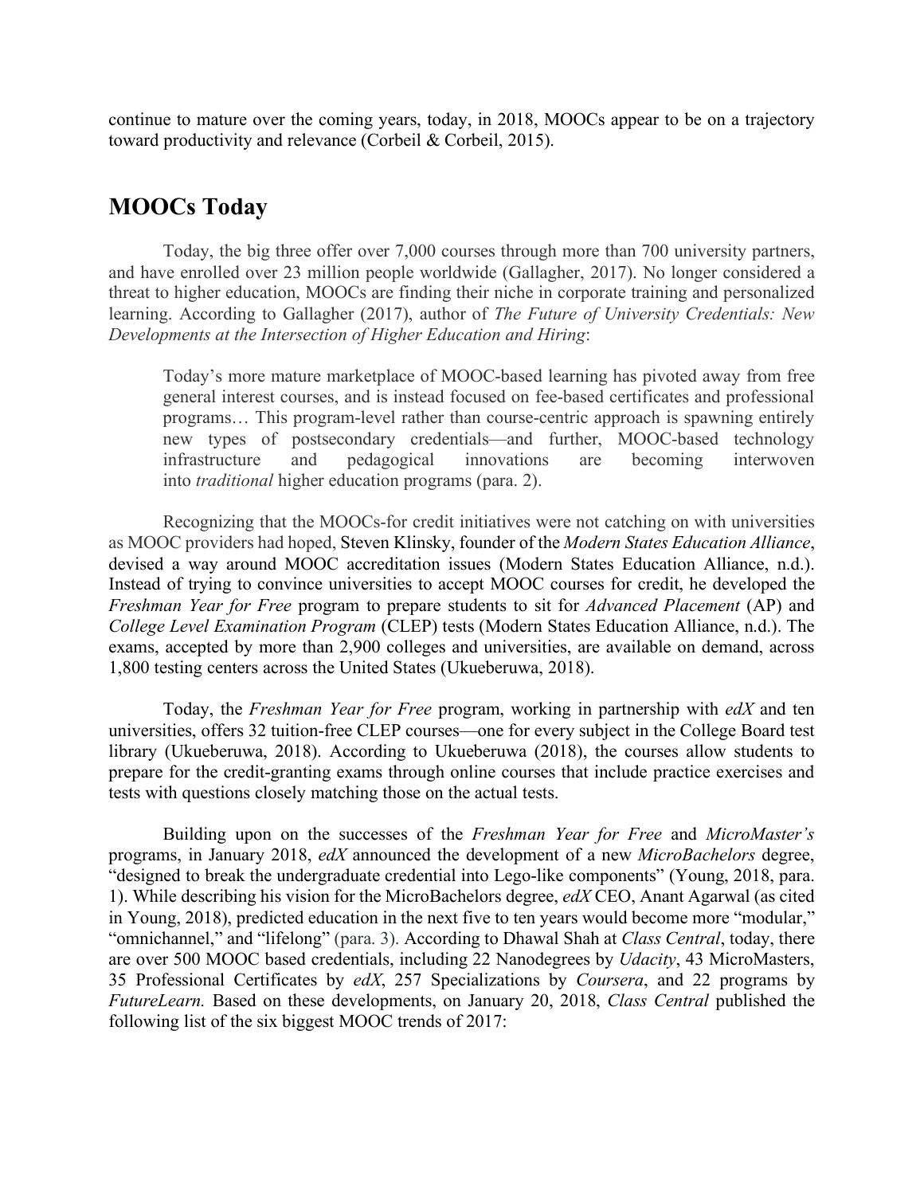continue to mature over the coming years, today, in 2018, MOOCs appear to be on a trajectory toward productivity and relevance (Corbeil & Corbeil, 2015).

## MOOCs Today

Today, the big three offer over 7,000 courses through more than 700 university partners, and have enrolled over 23 million people worldwide (Gallagher, 2017). No longer considered a threat to higher education, MOOCs are finding their niche in corporate training and personalized learning. According to Gallagher (2017), author of *The Future of University Credentials: New Developments at the Intersection of Higher Education and Hiring*:

> Today's more mature marketplace of MOOC-based learning has pivoted away from free general interest courses, and is instead focused on fee-based certificates and professional programs… This program-level rather than course-centric approach is spawning entirely new types of postsecondary credentials—and further, MOOC-based technology infrastructure and pedagogical innovations are becoming interwoven into *traditional* higher education programs (para. 2).

Recognizing that the MOOCs-for credit initiatives were not catching on with universities as MOOC providers had hoped, Steven Klinsky, founder of the *Modern States Education Alliance*, devised a way around MOOC accreditation issues (Modern States Education Alliance, n.d.). Instead of trying to convince universities to accept MOOC courses for credit, he developed the *Freshman Year for Free* program to prepare students to sit for *Advanced Placement* (AP) and *College Level Examination Program* (CLEP) tests (Modern States Education Alliance, n.d.). The exams, accepted by more than 2,900 colleges and universities, are available on demand, across 1,800 testing centers across the United States (Ukueberuwa, 2018).

Today, the *Freshman Year for Free* program, working in partnership with *edX* and ten universities, offers 32 tuition-free CLEP courses—one for every subject in the College Board test library (Ukueberuwa, 2018). According to Ukueberuwa (2018), the courses allow students to prepare for the credit-granting exams through online courses that include practice exercises and tests with questions closely matching those on the actual tests.

Building upon on the successes of the *Freshman Year for Free* and *MicroMaster's* programs, in January 2018, *edX* announced the development of a new *MicroBachelors* degree, "designed to break the undergraduate credential into Lego-like components" (Young, 2018, para. 1). While describing his vision for the MicroBachelors degree, *edX* CEO, Anant Agarwal (as cited in Young, 2018), predicted education in the next five to ten years would become more "modular," "omnichannel," and "lifelong" (para. 3). According to Dhawal Shah at *Class Central*, today, there are over 500 MOOC based credentials, including 22 Nanodegrees by *Udacity*, 43 MicroMasters, 35 Professional Certificates by *edX*, 257 Specializations by *Coursera*, and 22 programs by *FutureLearn*. Based on these developments, on January 20, 2018, *Class Central* published the following list of the six biggest MOOC trends of 2017: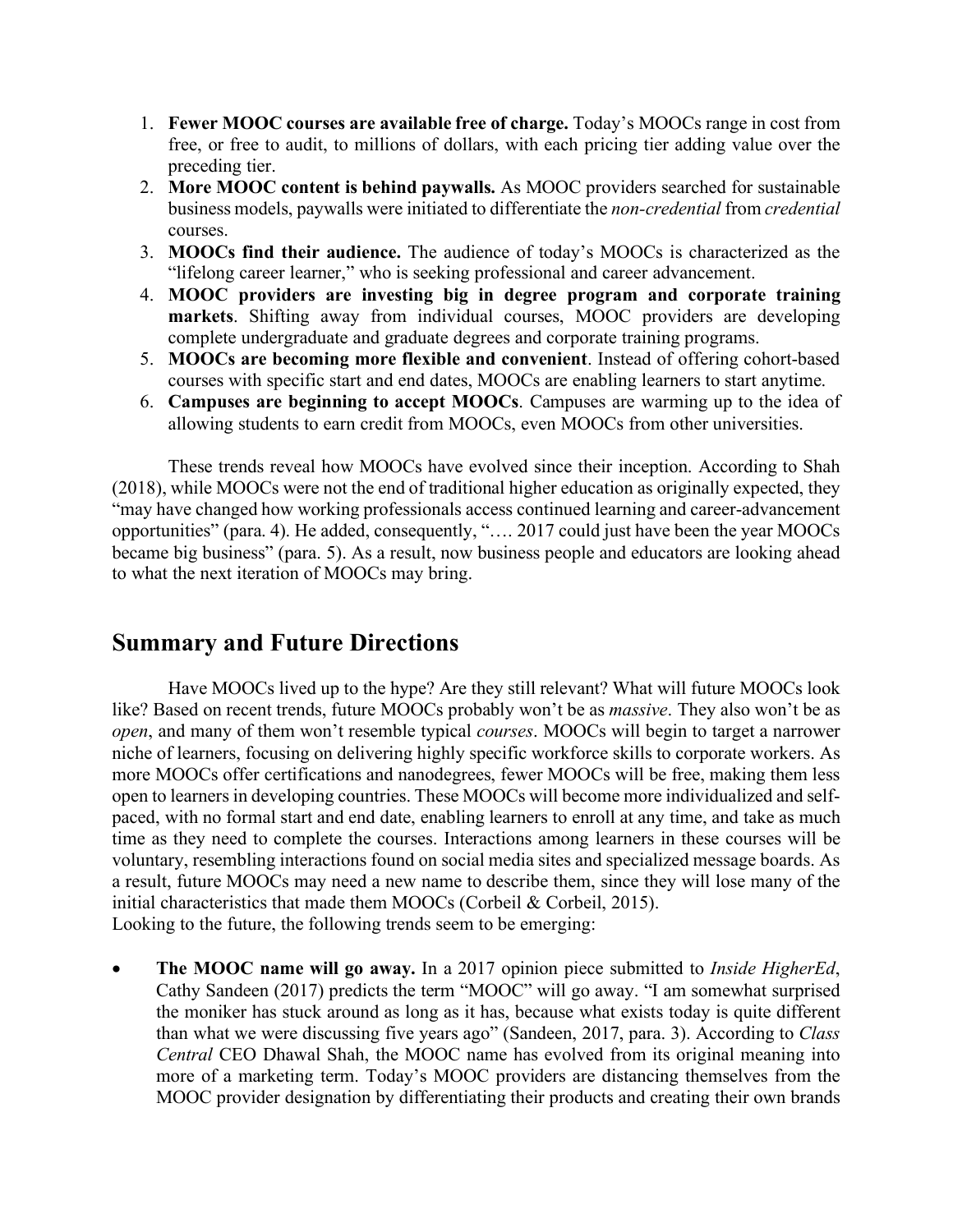1. **Fewer MOOC courses are available free of charge.** Today's MOOCs range in cost from free, or free to audit, to millions of dollars, with each pricing tier adding value over the preceding tier.
2. **More MOOC content is behind paywalls.** As MOOC providers searched for sustainable business models, paywalls were initiated to differentiate the *non-credential* from *credential* courses.
3. **MOOCs find their audience.** The audience of today's MOOCs is characterized as the "lifelong career learner," who is seeking professional and career advancement.
4. **MOOC providers are investing big in degree program and corporate training markets**. Shifting away from individual courses, MOOC providers are developing complete undergraduate and graduate degrees and corporate training programs.
5. **MOOCs are becoming more flexible and convenient**. Instead of offering cohort-based courses with specific start and end dates, MOOCs are enabling learners to start anytime.
6. **Campuses are beginning to accept MOOCs**. Campuses are warming up to the idea of allowing students to earn credit from MOOCs, even MOOCs from other universities.

These trends reveal how MOOCs have evolved since their inception. According to Shah (2018), while MOOCs were not the end of traditional higher education as originally expected, they "may have changed how working professionals access continued learning and career-advancement opportunities" (para. 4). He added, consequently, "…. 2017 could just have been the year MOOCs became big business" (para. 5). As a result, now business people and educators are looking ahead to what the next iteration of MOOCs may bring.

## Summary and Future Directions

Have MOOCs lived up to the hype? Are they still relevant? What will future MOOCs look like? Based on recent trends, future MOOCs probably won't be as *massive*. They also won't be as *open*, and many of them won't resemble typical *courses*. MOOCs will begin to target a narrower niche of learners, focusing on delivering highly specific workforce skills to corporate workers. As more MOOCs offer certifications and nanodegrees, fewer MOOCs will be free, making them less open to learners in developing countries. These MOOCs will become more individualized and self-paced, with no formal start and end date, enabling learners to enroll at any time, and take as much time as they need to complete the courses. Interactions among learners in these courses will be voluntary, resembling interactions found on social media sites and specialized message boards. As a result, future MOOCs may need a new name to describe them, since they will lose many of the initial characteristics that made them MOOCs (Corbeil & Corbeil, 2015).
Looking to the future, the following trends seem to be emerging:

- **The MOOC name will go away.** In a 2017 opinion piece submitted to *Inside HigherEd*, Cathy Sandeen (2017) predicts the term "MOOC" will go away. "I am somewhat surprised the moniker has stuck around as long as it has, because what exists today is quite different than what we were discussing five years ago" (Sandeen, 2017, para. 3). According to *Class Central* CEO Dhawal Shah, the MOOC name has evolved from its original meaning into more of a marketing term. Today's MOOC providers are distancing themselves from the MOOC provider designation by differentiating their products and creating their own brands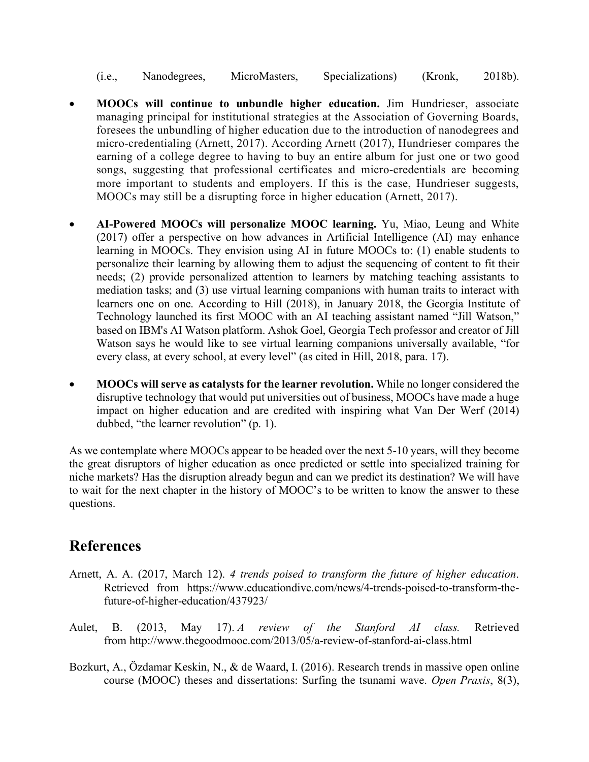(i.e., Nanodegrees, MicroMasters, Specializations) (Kronk, 2018b).

- **MOOCs will continue to unbundle higher education.** Jim Hundrieser, associate managing principal for institutional strategies at the Association of Governing Boards, foresees the unbundling of higher education due to the introduction of nanodegrees and micro-credentialing (Arnett, 2017). According Arnett (2017), Hundrieser compares the earning of a college degree to having to buy an entire album for just one or two good songs, suggesting that professional certificates and micro-credentials are becoming more important to students and employers. If this is the case, Hundrieser suggests, MOOCs may still be a disrupting force in higher education (Arnett, 2017).

- **AI-Powered MOOCs will personalize MOOC learning.** Yu, Miao, Leung and White (2017) offer a perspective on how advances in Artificial Intelligence (AI) may enhance learning in MOOCs. They envision using AI in future MOOCs to: (1) enable students to personalize their learning by allowing them to adjust the sequencing of content to fit their needs; (2) provide personalized attention to learners by matching teaching assistants to mediation tasks; and (3) use virtual learning companions with human traits to interact with learners one on one. According to Hill (2018), in January 2018, the Georgia Institute of Technology launched its first MOOC with an AI teaching assistant named "Jill Watson," based on IBM's AI Watson platform. Ashok Goel, Georgia Tech professor and creator of Jill Watson says he would like to see virtual learning companions universally available, "for every class, at every school, at every level" (as cited in Hill, 2018, para. 17).

- **MOOCs will serve as catalysts for the learner revolution.** While no longer considered the disruptive technology that would put universities out of business, MOOCs have made a huge impact on higher education and are credited with inspiring what Van Der Werf (2014) dubbed, "the learner revolution" (p. 1).

As we contemplate where MOOCs appear to be headed over the next 5-10 years, will they become the great disruptors of higher education as once predicted or settle into specialized training for niche markets? Has the disruption already begun and can we predict its destination? We will have to wait for the next chapter in the history of MOOC's to be written to know the answer to these questions.

## References

Arnett, A. A. (2017, March 12). *4 trends poised to transform the future of higher education*. Retrieved from https://www.educationdive.com/news/4-trends-poised-to-transform-the-future-of-higher-education/437923/

Aulet, B. (2013, May 17). *A review of the Stanford AI class.* Retrieved from http://www.thegoodmooc.com/2013/05/a-review-of-stanford-ai-class.html

Bozkurt, A., Özdamar Keskin, N., & de Waard, I. (2016). Research trends in massive open online course (MOOC) theses and dissertations: Surfing the tsunami wave. *Open Praxis*, 8(3),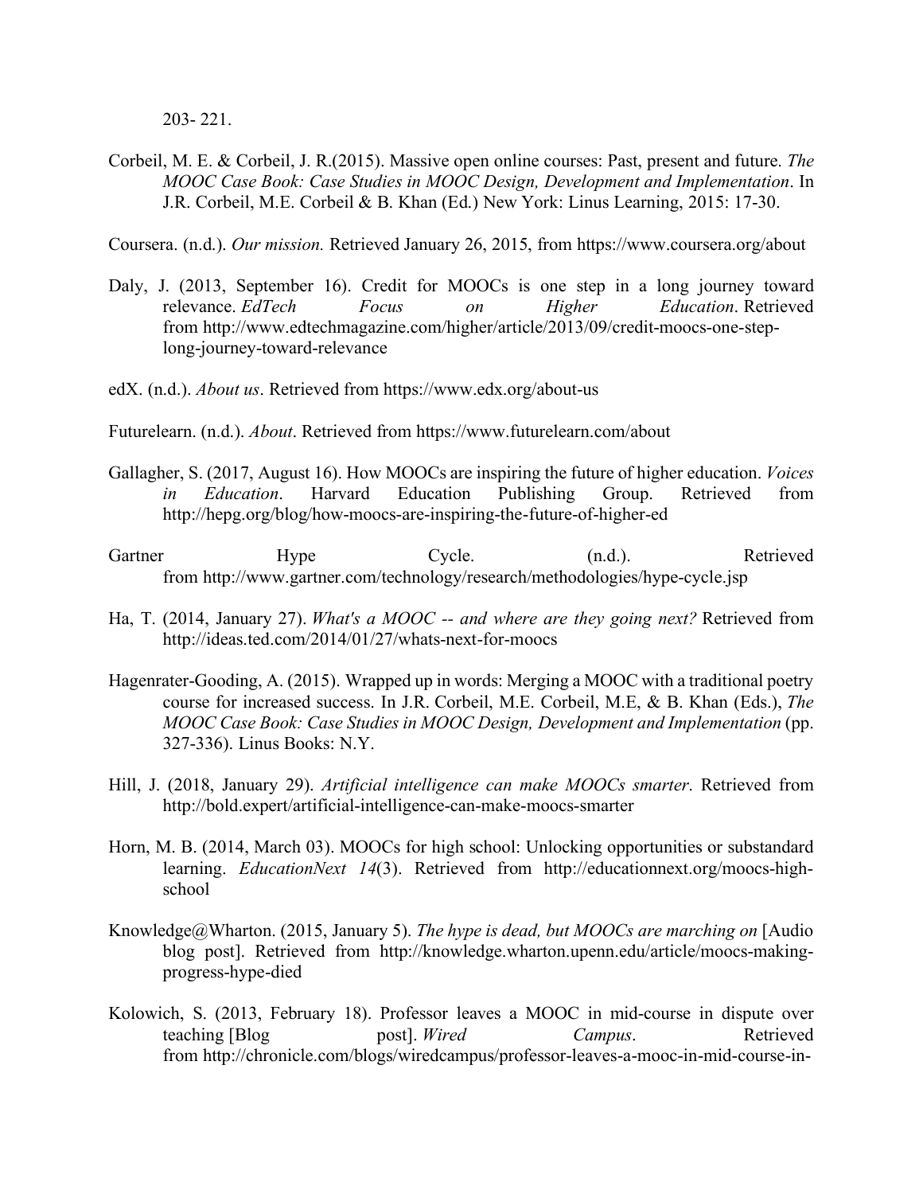203- 221.

Corbeil, M. E. & Corbeil, J. R.(2015). Massive open online courses: Past, present and future. *The MOOC Case Book: Case Studies in MOOC Design, Development and Implementation*. In J.R. Corbeil, M.E. Corbeil & B. Khan (Ed.) New York: Linus Learning, 2015: 17-30.

Coursera. (n.d.). *Our mission.* Retrieved January 26, 2015, from https://www.coursera.org/about

Daly, J. (2013, September 16). Credit for MOOCs is one step in a long journey toward relevance. *EdTech Focus on Higher Education*. Retrieved from http://www.edtechmagazine.com/higher/article/2013/09/credit-moocs-one-step-long-journey-toward-relevance

edX. (n.d.). *About us*. Retrieved from https://www.edx.org/about-us

Futurelearn. (n.d.). *About*. Retrieved from https://www.futurelearn.com/about

Gallagher, S. (2017, August 16). How MOOCs are inspiring the future of higher education. *Voices in Education*. Harvard Education Publishing Group. Retrieved from http://hepg.org/blog/how-moocs-are-inspiring-the-future-of-higher-ed

Gartner Hype Cycle. (n.d.). Retrieved from http://www.gartner.com/technology/research/methodologies/hype-cycle.jsp

Ha, T. (2014, January 27). *What's a MOOC -- and where are they going next?* Retrieved from http://ideas.ted.com/2014/01/27/whats-next-for-moocs

Hagenrater-Gooding, A. (2015). Wrapped up in words: Merging a MOOC with a traditional poetry course for increased success. In J.R. Corbeil, M.E. Corbeil, M.E, & B. Khan (Eds.), *The MOOC Case Book: Case Studies in MOOC Design, Development and Implementation* (pp. 327-336). Linus Books: N.Y.

Hill, J. (2018, January 29). *Artificial intelligence can make MOOCs smarter*. Retrieved from http://bold.expert/artificial-intelligence-can-make-moocs-smarter

Horn, M. B. (2014, March 03). MOOCs for high school: Unlocking opportunities or substandard learning. *EducationNext 14*(3). Retrieved from http://educationnext.org/moocs-high-school

Knowledge@Wharton. (2015, January 5). *The hype is dead, but MOOCs are marching on* [Audio blog post]. Retrieved from http://knowledge.wharton.upenn.edu/article/moocs-making-progress-hype-died

Kolowich, S. (2013, February 18). Professor leaves a MOOC in mid-course in dispute over teaching [Blog post]. *Wired Campus*. Retrieved from http://chronicle.com/blogs/wiredcampus/professor-leaves-a-mooc-in-mid-course-in-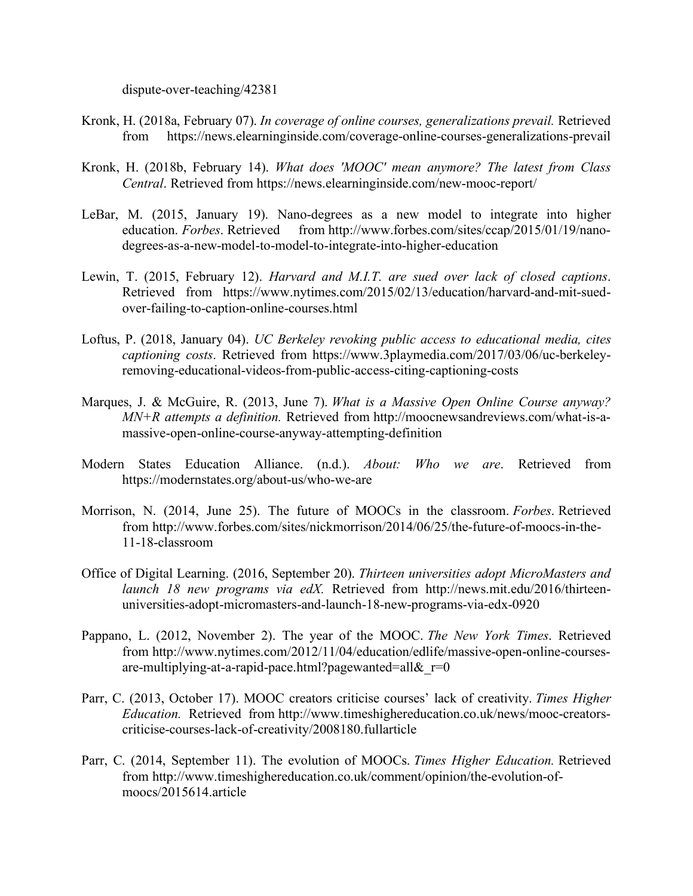dispute-over-teaching/42381

Kronk, H. (2018a, February 07). *In coverage of online courses, generalizations prevail.* Retrieved from https://news.elearninginside.com/coverage-online-courses-generalizations-prevail

Kronk, H. (2018b, February 14). *What does 'MOOC' mean anymore? The latest from Class Central*. Retrieved from https://news.elearninginside.com/new-mooc-report/

LeBar, M. (2015, January 19). Nano-degrees as a new model to integrate into higher education. *Forbes*. Retrieved from http://www.forbes.com/sites/ccap/2015/01/19/nano-degrees-as-a-new-model-to-model-to-integrate-into-higher-education

Lewin, T. (2015, February 12). *Harvard and M.I.T. are sued over lack of closed captions*. Retrieved from https://www.nytimes.com/2015/02/13/education/harvard-and-mit-sued-over-failing-to-caption-online-courses.html

Loftus, P. (2018, January 04). *UC Berkeley revoking public access to educational media, cites captioning costs*. Retrieved from https://www.3playmedia.com/2017/03/06/uc-berkeley-removing-educational-videos-from-public-access-citing-captioning-costs

Marques, J. & McGuire, R. (2013, June 7). *What is a Massive Open Online Course anyway? MN+R attempts a definition.* Retrieved from http://moocnewsandreviews.com/what-is-a-massive-open-online-course-anyway-attempting-definition

Modern States Education Alliance. (n.d.). *About: Who we are*. Retrieved from https://modernstates.org/about-us/who-we-are

Morrison, N. (2014, June 25). The future of MOOCs in the classroom. *Forbes*. Retrieved from http://www.forbes.com/sites/nickmorrison/2014/06/25/the-future-of-moocs-in-the-11-18-classroom

Office of Digital Learning. (2016, September 20). *Thirteen universities adopt MicroMasters and launch 18 new programs via edX.* Retrieved from http://news.mit.edu/2016/thirteen-universities-adopt-micromasters-and-launch-18-new-programs-via-edx-0920

Pappano, L. (2012, November 2). The year of the MOOC. *The New York Times*. Retrieved from http://www.nytimes.com/2012/11/04/education/edlife/massive-open-online-courses-are-multiplying-at-a-rapid-pace.html?pagewanted=all&_r=0

Parr, C. (2013, October 17). MOOC creators criticise courses' lack of creativity. *Times Higher Education.* Retrieved from http://www.timeshighereducation.co.uk/news/mooc-creators-criticise-courses-lack-of-creativity/2008180.fullarticle

Parr, C. (2014, September 11). The evolution of MOOCs. *Times Higher Education.* Retrieved from http://www.timeshighereducation.co.uk/comment/opinion/the-evolution-of-moocs/2015614.article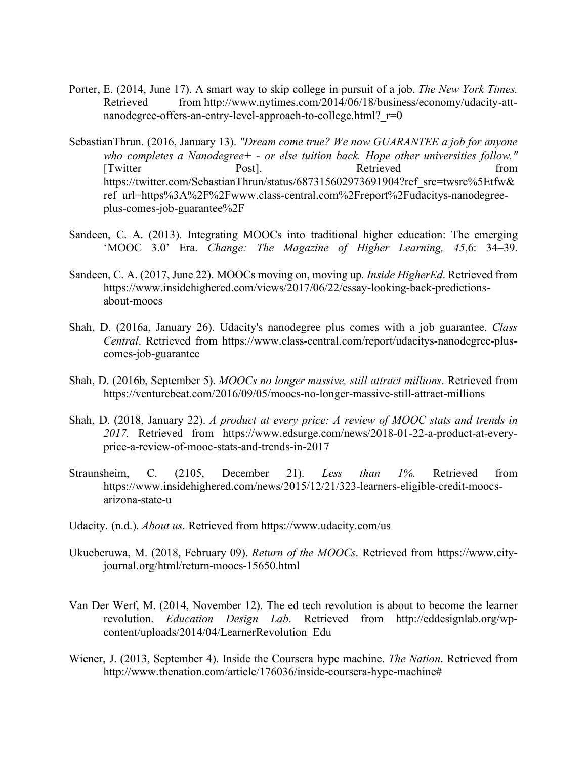Porter, E. (2014, June 17). A smart way to skip college in pursuit of a job. *The New York Times.* Retrieved from http://www.nytimes.com/2014/06/18/business/economy/udacity-att-nanodegree-offers-an-entry-level-approach-to-college.html?_r=0

SebastianThrun. (2016, January 13). *"Dream come true? We now GUARANTEE a job for anyone who completes a Nanodegree+ - or else tuition back. Hope other universities follow."* [Twitter Post]. Retrieved from https://twitter.com/SebastianThrun/status/687315602973691904?ref_src=twsrc%5Etfw&ref_url=https%3A%2F%2Fwww.class-central.com%2Freport%2Fudacitys-nanodegree-plus-comes-job-guarantee%2F

Sandeen, C. A. (2013). Integrating MOOCs into traditional higher education: The emerging 'MOOC 3.0' Era. *Change: The Magazine of Higher Learning, 45*,6: 34–39.

Sandeen, C. A. (2017, June 22). MOOCs moving on, moving up. *Inside HigherEd*. Retrieved from https://www.insidehighered.com/views/2017/06/22/essay-looking-back-predictions-about-moocs

Shah, D. (2016a, January 26). Udacity's nanodegree plus comes with a job guarantee. *Class Central*. Retrieved from https://www.class-central.com/report/udacitys-nanodegree-plus-comes-job-guarantee

Shah, D. (2016b, September 5). *MOOCs no longer massive, still attract millions*. Retrieved from https://venturebeat.com/2016/09/05/moocs-no-longer-massive-still-attract-millions

Shah, D. (2018, January 22). *A product at every price: A review of MOOC stats and trends in 2017.* Retrieved from https://www.edsurge.com/news/2018-01-22-a-product-at-every-price-a-review-of-mooc-stats-and-trends-in-2017

Straunsheim, C. (2105, December 21). *Less than 1%.* Retrieved from https://www.insidehighered.com/news/2015/12/21/323-learners-eligible-credit-moocs-arizona-state-u

Udacity. (n.d.). *About us*. Retrieved from https://www.udacity.com/us

Ukueberuwa, M. (2018, February 09). *Return of the MOOCs*. Retrieved from https://www.city-journal.org/html/return-moocs-15650.html

Van Der Werf, M. (2014, November 12). The ed tech revolution is about to become the learner revolution. *Education Design Lab*. Retrieved from http://eddesignlab.org/wp-content/uploads/2014/04/LearnerRevolution_Edu

Wiener, J. (2013, September 4). Inside the Coursera hype machine. *The Nation*. Retrieved from http://www.thenation.com/article/176036/inside-coursera-hype-machine#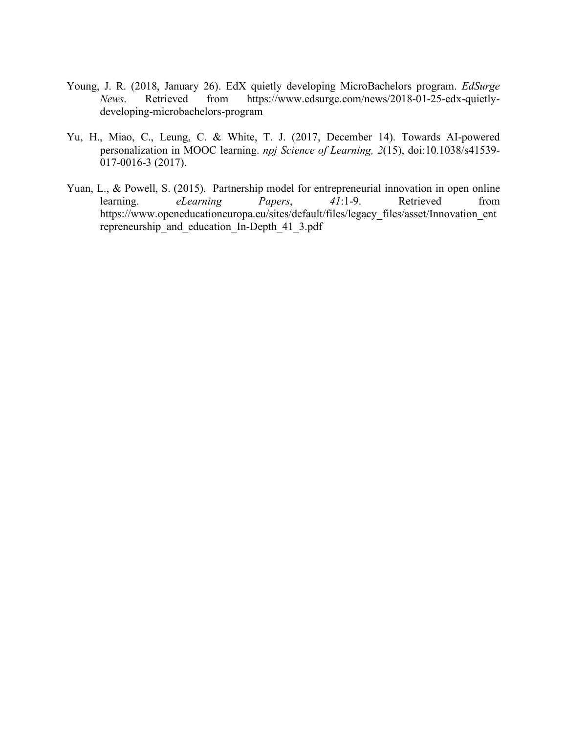Young, J. R. (2018, January 26). EdX quietly developing MicroBachelors program. *EdSurge News*. Retrieved from https://www.edsurge.com/news/2018-01-25-edx-quietly-developing-microbachelors-program

Yu, H., Miao, C., Leung, C. & White, T. J. (2017, December 14). Towards AI-powered personalization in MOOC learning. *npj Science of Learning, 2*(15), doi:10.1038/s41539-017-0016-3 (2017).

Yuan, L., & Powell, S. (2015). Partnership model for entrepreneurial innovation in open online learning. *eLearning Papers*, *41*:1-9. Retrieved from https://www.openeducationeuropa.eu/sites/default/files/legacy_files/asset/Innovation_entrepreneurship_and_education_In-Depth_41_3.pdf